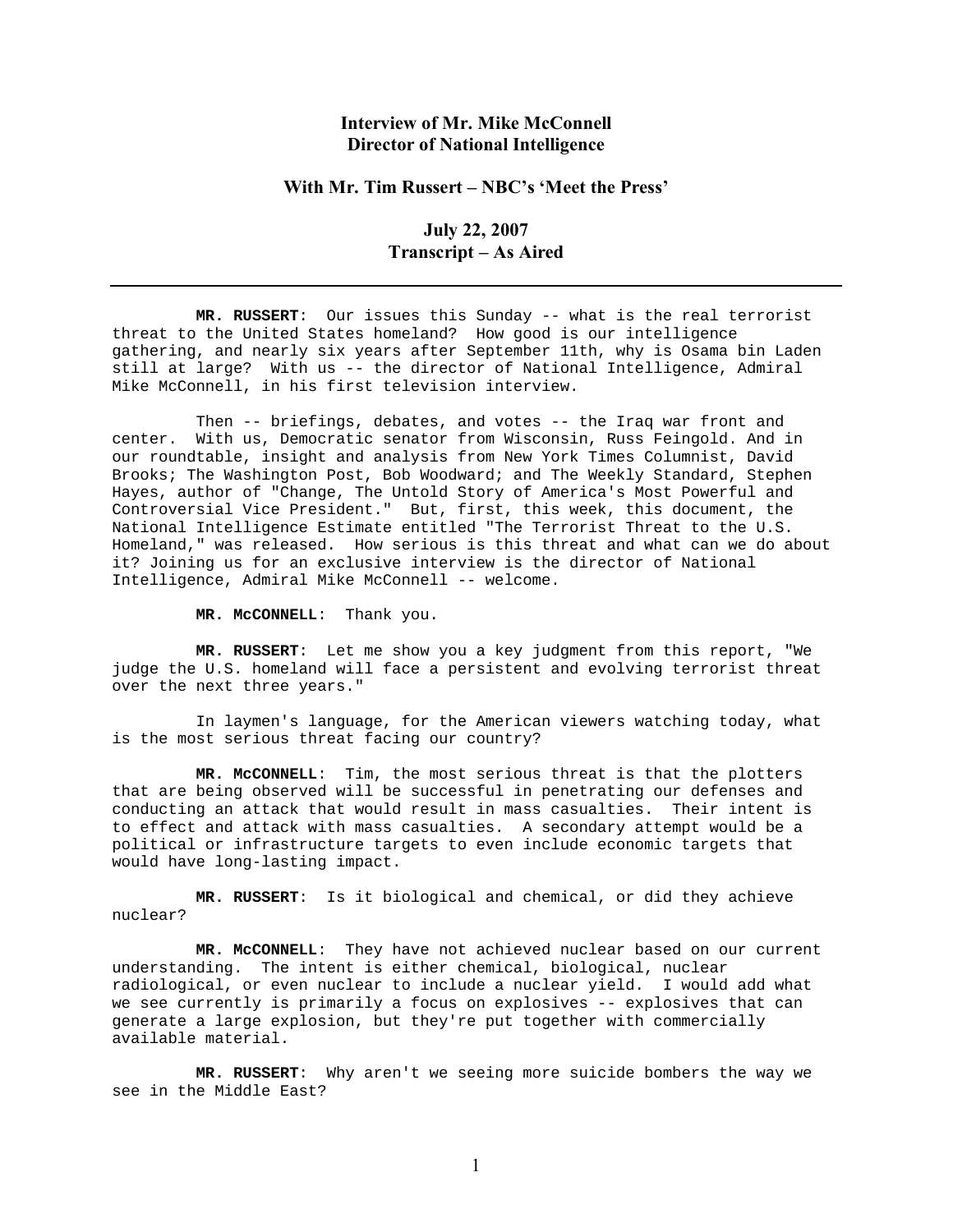# Interview of Mr. Mike McConnell
# Director of National Intelligence

## With Mr. Tim Russert – NBC's 'Meet the Press'

## July 22, 2007
## Transcript – As Aired

---

**MR. RUSSERT**: Our issues this Sunday -- what is the real terrorist threat to the United States homeland? How good is our intelligence gathering, and nearly six years after September 11th, why is Osama bin Laden still at large? With us -- the director of National Intelligence, Admiral Mike McConnell, in his first television interview.

Then -- briefings, debates, and votes -- the Iraq war front and center. With us, Democratic senator from Wisconsin, Russ Feingold. And in our roundtable, insight and analysis from New York Times Columnist, David Brooks; The Washington Post, Bob Woodward; and The Weekly Standard, Stephen Hayes, author of "Change, The Untold Story of America's Most Powerful and Controversial Vice President." But, first, this week, this document, the National Intelligence Estimate entitled "The Terrorist Threat to the U.S. Homeland," was released. How serious is this threat and what can we do about it? Joining us for an exclusive interview is the director of National Intelligence, Admiral Mike McConnell -- welcome.

**MR. McCONNELL**: Thank you.

**MR. RUSSERT**: Let me show you a key judgment from this report, "We judge the U.S. homeland will face a persistent and evolving terrorist threat over the next three years."

In laymen's language, for the American viewers watching today, what is the most serious threat facing our country?

**MR. McCONNELL**: Tim, the most serious threat is that the plotters that are being observed will be successful in penetrating our defenses and conducting an attack that would result in mass casualties. Their intent is to effect and attack with mass casualties. A secondary attempt would be a political or infrastructure targets to even include economic targets that would have long-lasting impact.

**MR. RUSSERT**: Is it biological and chemical, or did they achieve nuclear?

**MR. McCONNELL**: They have not achieved nuclear based on our current understanding. The intent is either chemical, biological, nuclear radiological, or even nuclear to include a nuclear yield. I would add what we see currently is primarily a focus on explosives -- explosives that can generate a large explosion, but they're put together with commercially available material.

**MR. RUSSERT**: Why aren't we seeing more suicide bombers the way we see in the Middle East?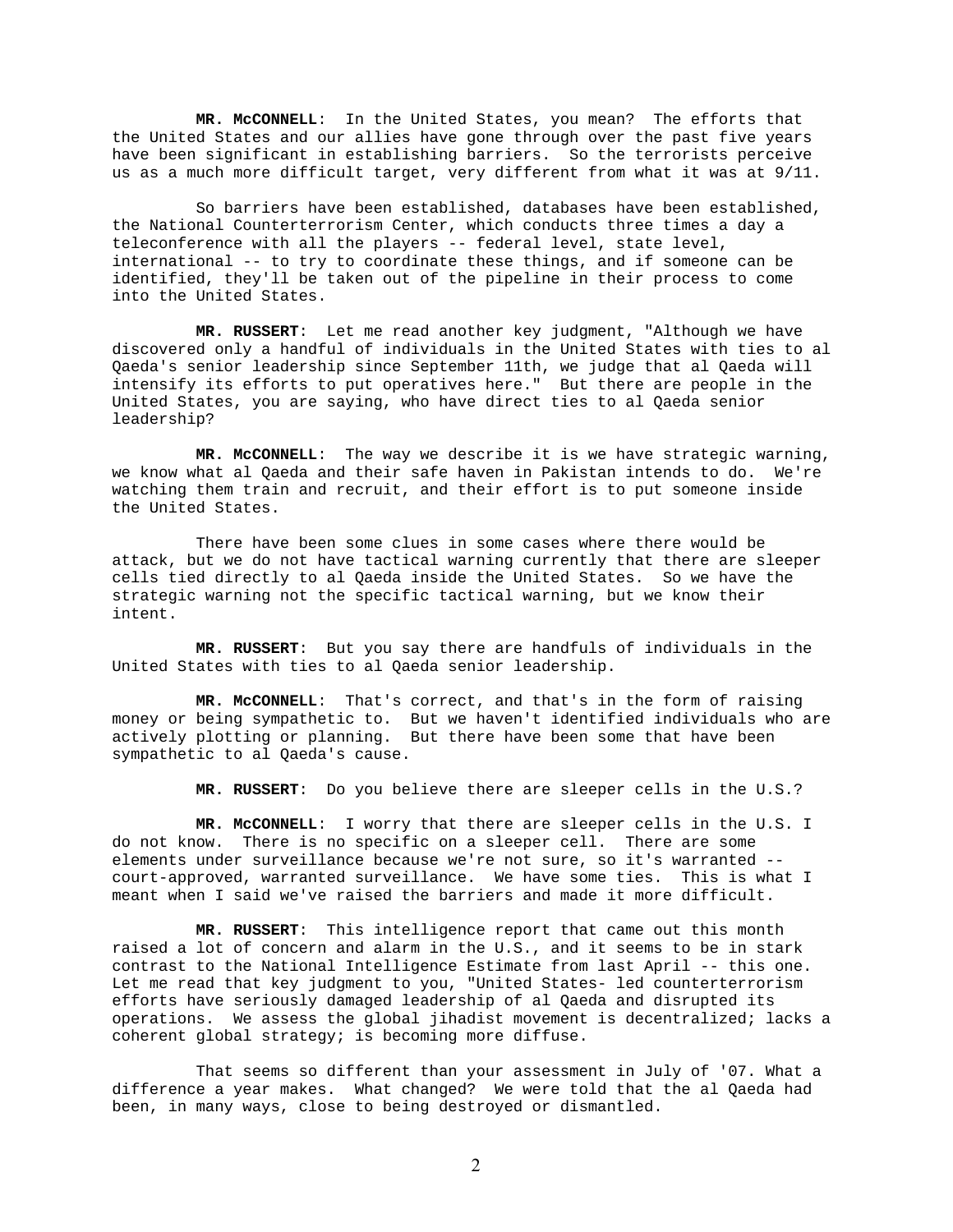**MR. McCONNELL**: In the United States, you mean? The efforts that the United States and our allies have gone through over the past five years have been significant in establishing barriers. So the terrorists perceive us as a much more difficult target, very different from what it was at 9/11.

So barriers have been established, databases have been established, the National Counterterrorism Center, which conducts three times a day a teleconference with all the players -- federal level, state level, international -- to try to coordinate these things, and if someone can be identified, they'll be taken out of the pipeline in their process to come into the United States.

**MR. RUSSERT**: Let me read another key judgment, "Although we have discovered only a handful of individuals in the United States with ties to al Qaeda's senior leadership since September 11th, we judge that al Qaeda will intensify its efforts to put operatives here." But there are people in the United States, you are saying, who have direct ties to al Qaeda senior leadership?

**MR. McCONNELL**: The way we describe it is we have strategic warning, we know what al Qaeda and their safe haven in Pakistan intends to do. We're watching them train and recruit, and their effort is to put someone inside the United States.

There have been some clues in some cases where there would be attack, but we do not have tactical warning currently that there are sleeper cells tied directly to al Qaeda inside the United States. So we have the strategic warning not the specific tactical warning, but we know their intent.

**MR. RUSSERT**: But you say there are handfuls of individuals in the United States with ties to al Qaeda senior leadership.

**MR. McCONNELL**: That's correct, and that's in the form of raising money or being sympathetic to. But we haven't identified individuals who are actively plotting or planning. But there have been some that have been sympathetic to al Qaeda's cause.

**MR. RUSSERT**: Do you believe there are sleeper cells in the U.S.?

**MR. McCONNELL**: I worry that there are sleeper cells in the U.S. I do not know. There is no specific on a sleeper cell. There are some elements under surveillance because we're not sure, so it's warranted -- court-approved, warranted surveillance. We have some ties. This is what I meant when I said we've raised the barriers and made it more difficult.

**MR. RUSSERT**: This intelligence report that came out this month raised a lot of concern and alarm in the U.S., and it seems to be in stark contrast to the National Intelligence Estimate from last April -- this one. Let me read that key judgment to you, "United States- led counterterrorism efforts have seriously damaged leadership of al Qaeda and disrupted its operations. We assess the global jihadist movement is decentralized; lacks a coherent global strategy; is becoming more diffuse.

That seems so different than your assessment in July of '07. What a difference a year makes. What changed? We were told that the al Qaeda had been, in many ways, close to being destroyed or dismantled.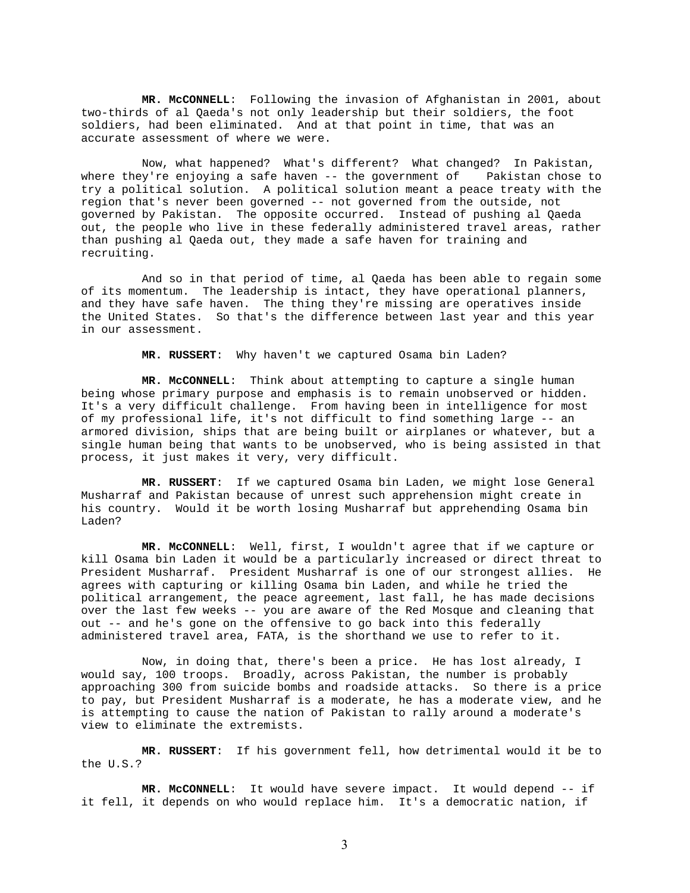**MR. McCONNELL**: Following the invasion of Afghanistan in 2001, about two-thirds of al Qaeda's not only leadership but their soldiers, the foot soldiers, had been eliminated. And at that point in time, that was an accurate assessment of where we were.

Now, what happened? What's different? What changed? In Pakistan, where they're enjoying a safe haven -- the government of Pakistan chose to try a political solution. A political solution meant a peace treaty with the region that's never been governed -- not governed from the outside, not governed by Pakistan. The opposite occurred. Instead of pushing al Qaeda out, the people who live in these federally administered travel areas, rather than pushing al Qaeda out, they made a safe haven for training and recruiting.

And so in that period of time, al Qaeda has been able to regain some of its momentum. The leadership is intact, they have operational planners, and they have safe haven. The thing they're missing are operatives inside the United States. So that's the difference between last year and this year in our assessment.

**MR. RUSSERT**: Why haven't we captured Osama bin Laden?

**MR. McCONNELL**: Think about attempting to capture a single human being whose primary purpose and emphasis is to remain unobserved or hidden. It's a very difficult challenge. From having been in intelligence for most of my professional life, it's not difficult to find something large -- an armored division, ships that are being built or airplanes or whatever, but a single human being that wants to be unobserved, who is being assisted in that process, it just makes it very, very difficult.

**MR. RUSSERT**: If we captured Osama bin Laden, we might lose General Musharraf and Pakistan because of unrest such apprehension might create in his country. Would it be worth losing Musharraf but apprehending Osama bin Laden?

**MR. McCONNELL**: Well, first, I wouldn't agree that if we capture or kill Osama bin Laden it would be a particularly increased or direct threat to President Musharraf. President Musharraf is one of our strongest allies. He agrees with capturing or killing Osama bin Laden, and while he tried the political arrangement, the peace agreement, last fall, he has made decisions over the last few weeks -- you are aware of the Red Mosque and cleaning that out -- and he's gone on the offensive to go back into this federally administered travel area, FATA, is the shorthand we use to refer to it.

Now, in doing that, there's been a price. He has lost already, I would say, 100 troops. Broadly, across Pakistan, the number is probably approaching 300 from suicide bombs and roadside attacks. So there is a price to pay, but President Musharraf is a moderate, he has a moderate view, and he is attempting to cause the nation of Pakistan to rally around a moderate's view to eliminate the extremists.

**MR. RUSSERT**: If his government fell, how detrimental would it be to the U.S.?

**MR. McCONNELL**: It would have severe impact. It would depend -- if it fell, it depends on who would replace him. It's a democratic nation, if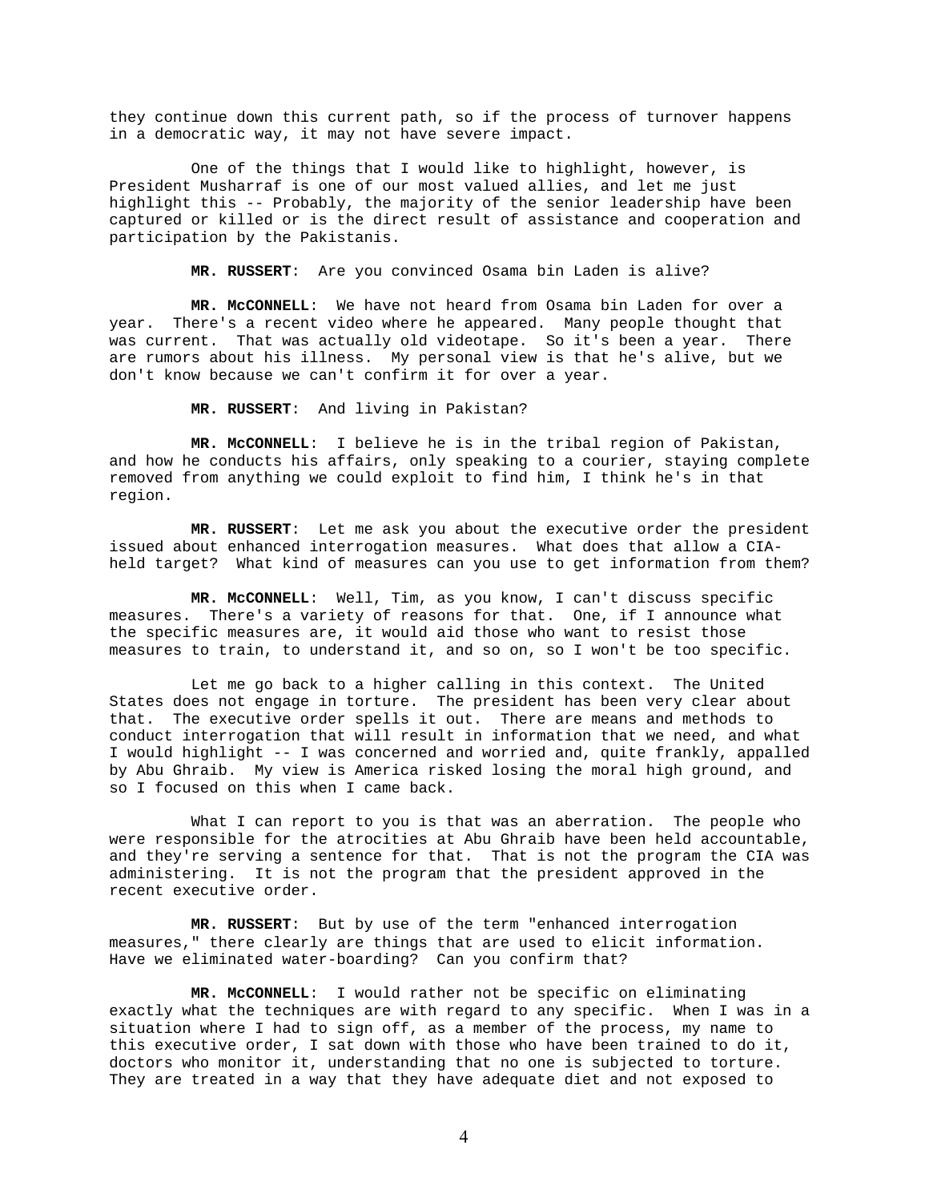they continue down this current path, so if the process of turnover happens in a democratic way, it may not have severe impact.

One of the things that I would like to highlight, however, is President Musharraf is one of our most valued allies, and let me just highlight this -- Probably, the majority of the senior leadership have been captured or killed or is the direct result of assistance and cooperation and participation by the Pakistanis.

**MR. RUSSERT**: Are you convinced Osama bin Laden is alive?

**MR. McCONNELL**: We have not heard from Osama bin Laden for over a year. There's a recent video where he appeared. Many people thought that was current. That was actually old videotape. So it's been a year. There are rumors about his illness. My personal view is that he's alive, but we don't know because we can't confirm it for over a year.

**MR. RUSSERT**: And living in Pakistan?

**MR. McCONNELL**: I believe he is in the tribal region of Pakistan, and how he conducts his affairs, only speaking to a courier, staying complete removed from anything we could exploit to find him, I think he's in that region.

**MR. RUSSERT**: Let me ask you about the executive order the president issued about enhanced interrogation measures. What does that allow a CIA-held target? What kind of measures can you use to get information from them?

**MR. McCONNELL**: Well, Tim, as you know, I can't discuss specific measures. There's a variety of reasons for that. One, if I announce what the specific measures are, it would aid those who want to resist those measures to train, to understand it, and so on, so I won't be too specific.

Let me go back to a higher calling in this context. The United States does not engage in torture. The president has been very clear about that. The executive order spells it out. There are means and methods to conduct interrogation that will result in information that we need, and what I would highlight -- I was concerned and worried and, quite frankly, appalled by Abu Ghraib. My view is America risked losing the moral high ground, and so I focused on this when I came back.

What I can report to you is that was an aberration. The people who were responsible for the atrocities at Abu Ghraib have been held accountable, and they're serving a sentence for that. That is not the program the CIA was administering. It is not the program that the president approved in the recent executive order.

**MR. RUSSERT**: But by use of the term "enhanced interrogation measures," there clearly are things that are used to elicit information. Have we eliminated water-boarding? Can you confirm that?

**MR. McCONNELL**: I would rather not be specific on eliminating exactly what the techniques are with regard to any specific. When I was in a situation where I had to sign off, as a member of the process, my name to this executive order, I sat down with those who have been trained to do it, doctors who monitor it, understanding that no one is subjected to torture. They are treated in a way that they have adequate diet and not exposed to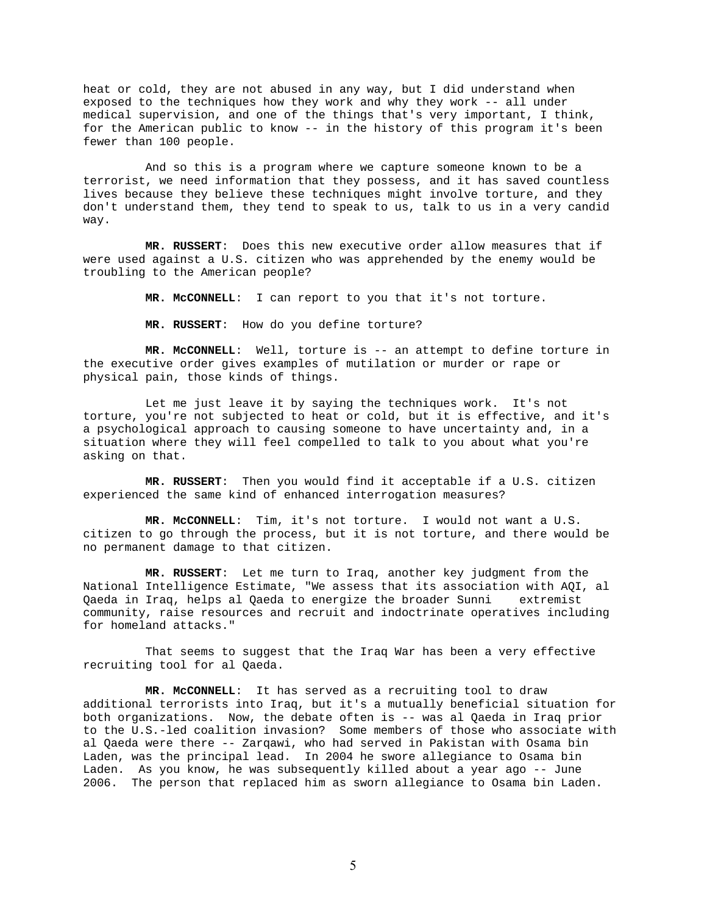heat or cold, they are not abused in any way, but I did understand when exposed to the techniques how they work and why they work -- all under medical supervision, and one of the things that's very important, I think, for the American public to know -- in the history of this program it's been fewer than 100 people.

And so this is a program where we capture someone known to be a terrorist, we need information that they possess, and it has saved countless lives because they believe these techniques might involve torture, and they don't understand them, they tend to speak to us, talk to us in a very candid way.

**MR. RUSSERT**: Does this new executive order allow measures that if were used against a U.S. citizen who was apprehended by the enemy would be troubling to the American people?

**MR. McCONNELL**: I can report to you that it's not torture.

**MR. RUSSERT**: How do you define torture?

**MR. McCONNELL**: Well, torture is -- an attempt to define torture in the executive order gives examples of mutilation or murder or rape or physical pain, those kinds of things.

Let me just leave it by saying the techniques work. It's not torture, you're not subjected to heat or cold, but it is effective, and it's a psychological approach to causing someone to have uncertainty and, in a situation where they will feel compelled to talk to you about what you're asking on that.

**MR. RUSSERT**: Then you would find it acceptable if a U.S. citizen experienced the same kind of enhanced interrogation measures?

**MR. McCONNELL**: Tim, it's not torture. I would not want a U.S. citizen to go through the process, but it is not torture, and there would be no permanent damage to that citizen.

**MR. RUSSERT**: Let me turn to Iraq, another key judgment from the National Intelligence Estimate, "We assess that its association with AQI, al Qaeda in Iraq, helps al Qaeda to energize the broader Sunni extremist community, raise resources and recruit and indoctrinate operatives including for homeland attacks."

That seems to suggest that the Iraq War has been a very effective recruiting tool for al Qaeda.

**MR. McCONNELL**: It has served as a recruiting tool to draw additional terrorists into Iraq, but it's a mutually beneficial situation for both organizations. Now, the debate often is -- was al Qaeda in Iraq prior to the U.S.-led coalition invasion? Some members of those who associate with al Qaeda were there -- Zarqawi, who had served in Pakistan with Osama bin Laden, was the principal lead. In 2004 he swore allegiance to Osama bin Laden. As you know, he was subsequently killed about a year ago -- June 2006. The person that replaced him as sworn allegiance to Osama bin Laden.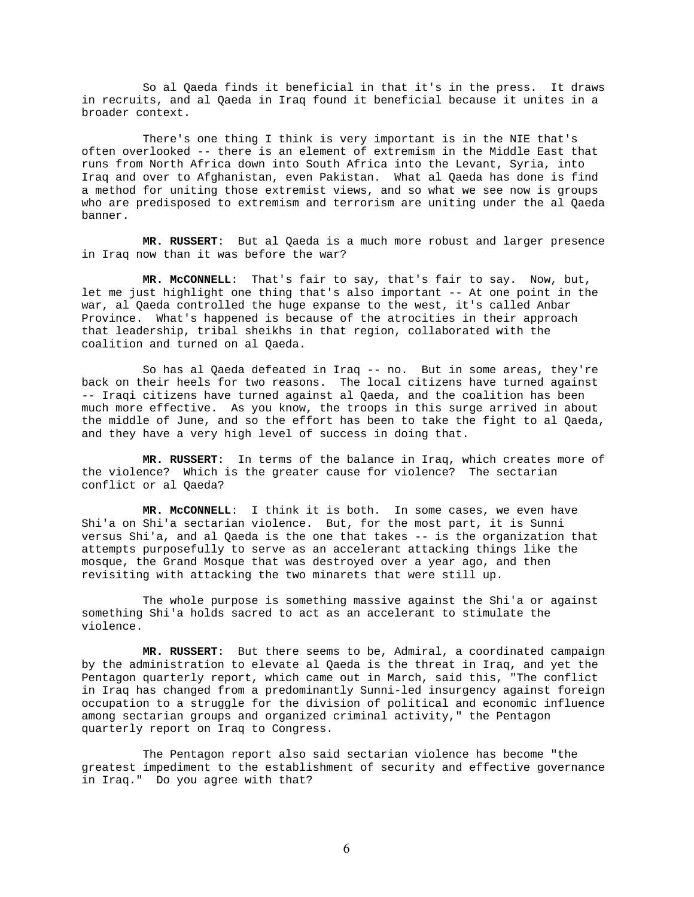So al Qaeda finds it beneficial in that it's in the press. It draws in recruits, and al Qaeda in Iraq found it beneficial because it unites in a broader context.

There's one thing I think is very important is in the NIE that's often overlooked -- there is an element of extremism in the Middle East that runs from North Africa down into South Africa into the Levant, Syria, into Iraq and over to Afghanistan, even Pakistan. What al Qaeda has done is find a method for uniting those extremist views, and so what we see now is groups who are predisposed to extremism and terrorism are uniting under the al Qaeda banner.

**MR. RUSSERT**: But al Qaeda is a much more robust and larger presence in Iraq now than it was before the war?

**MR. McCONNELL**: That's fair to say, that's fair to say. Now, but, let me just highlight one thing that's also important -- At one point in the war, al Qaeda controlled the huge expanse to the west, it's called Anbar Province. What's happened is because of the atrocities in their approach that leadership, tribal sheikhs in that region, collaborated with the coalition and turned on al Qaeda.

So has al Qaeda defeated in Iraq -- no. But in some areas, they're back on their heels for two reasons. The local citizens have turned against -- Iraqi citizens have turned against al Qaeda, and the coalition has been much more effective. As you know, the troops in this surge arrived in about the middle of June, and so the effort has been to take the fight to al Qaeda, and they have a very high level of success in doing that.

**MR. RUSSERT**: In terms of the balance in Iraq, which creates more of the violence? Which is the greater cause for violence? The sectarian conflict or al Qaeda?

**MR. McCONNELL**: I think it is both. In some cases, we even have Shi'a on Shi'a sectarian violence. But, for the most part, it is Sunni versus Shi'a, and al Qaeda is the one that takes -- is the organization that attempts purposefully to serve as an accelerant attacking things like the mosque, the Grand Mosque that was destroyed over a year ago, and then revisiting with attacking the two minarets that were still up.

The whole purpose is something massive against the Shi'a or against something Shi'a holds sacred to act as an accelerant to stimulate the violence.

**MR. RUSSERT**: But there seems to be, Admiral, a coordinated campaign by the administration to elevate al Qaeda is the threat in Iraq, and yet the Pentagon quarterly report, which came out in March, said this, "The conflict in Iraq has changed from a predominantly Sunni-led insurgency against foreign occupation to a struggle for the division of political and economic influence among sectarian groups and organized criminal activity," the Pentagon quarterly report on Iraq to Congress.

The Pentagon report also said sectarian violence has become "the greatest impediment to the establishment of security and effective governance in Iraq." Do you agree with that?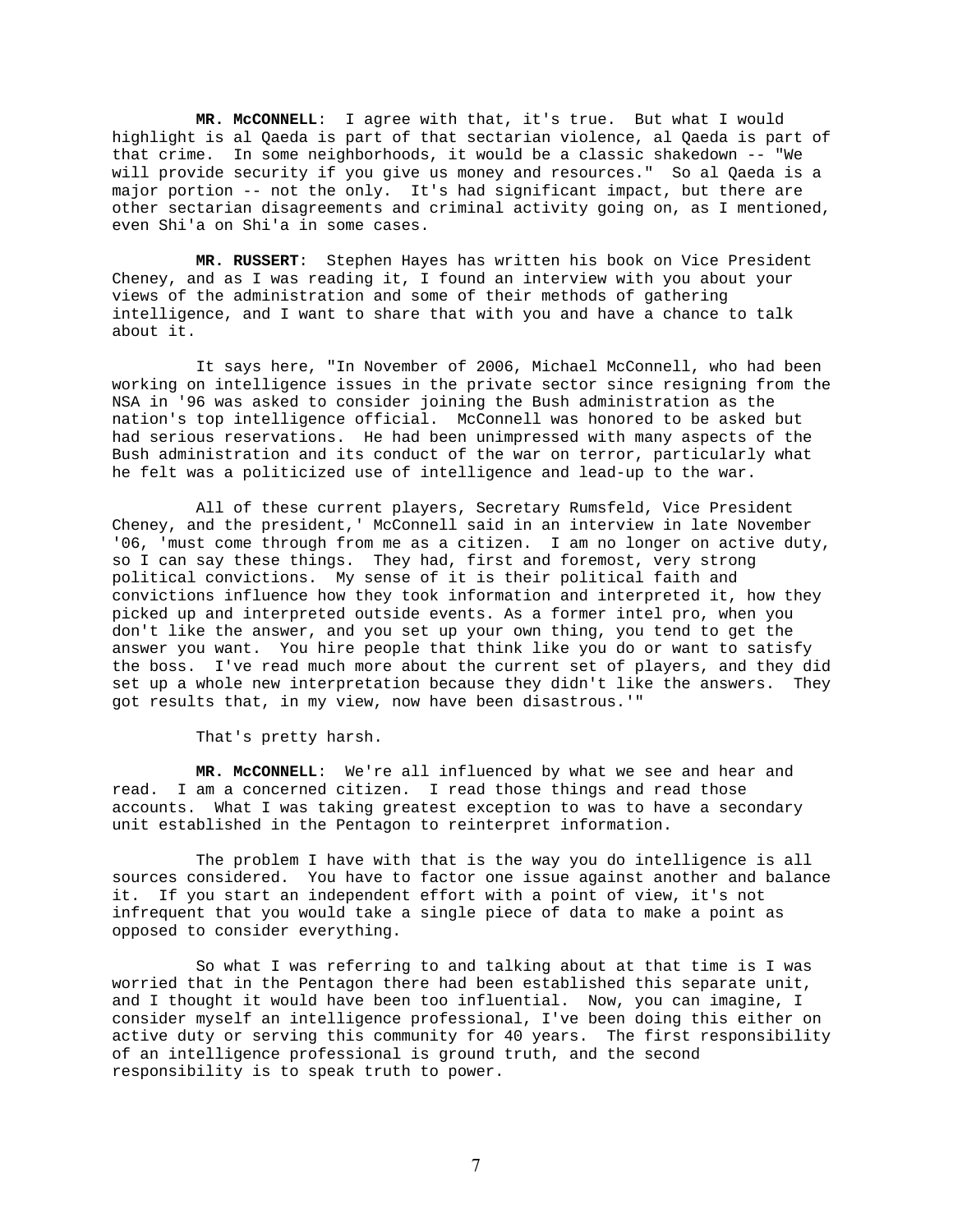**MR. McCONNELL**: I agree with that, it's true. But what I would highlight is al Qaeda is part of that sectarian violence, al Qaeda is part of that crime. In some neighborhoods, it would be a classic shakedown -- "We will provide security if you give us money and resources." So al Qaeda is a major portion -- not the only. It's had significant impact, but there are other sectarian disagreements and criminal activity going on, as I mentioned, even Shi'a on Shi'a in some cases.

**MR. RUSSERT**: Stephen Hayes has written his book on Vice President Cheney, and as I was reading it, I found an interview with you about your views of the administration and some of their methods of gathering intelligence, and I want to share that with you and have a chance to talk about it.

It says here, "In November of 2006, Michael McConnell, who had been working on intelligence issues in the private sector since resigning from the NSA in '96 was asked to consider joining the Bush administration as the nation's top intelligence official. McConnell was honored to be asked but had serious reservations. He had been unimpressed with many aspects of the Bush administration and its conduct of the war on terror, particularly what he felt was a politicized use of intelligence and lead-up to the war.

All of these current players, Secretary Rumsfeld, Vice President Cheney, and the president,' McConnell said in an interview in late November '06, 'must come through from me as a citizen. I am no longer on active duty, so I can say these things. They had, first and foremost, very strong political convictions. My sense of it is their political faith and convictions influence how they took information and interpreted it, how they picked up and interpreted outside events. As a former intel pro, when you don't like the answer, and you set up your own thing, you tend to get the answer you want. You hire people that think like you do or want to satisfy the boss. I've read much more about the current set of players, and they did set up a whole new interpretation because they didn't like the answers. They got results that, in my view, now have been disastrous.'"

That's pretty harsh.

**MR. McCONNELL**: We're all influenced by what we see and hear and read. I am a concerned citizen. I read those things and read those accounts. What I was taking greatest exception to was to have a secondary unit established in the Pentagon to reinterpret information.

The problem I have with that is the way you do intelligence is all sources considered. You have to factor one issue against another and balance it. If you start an independent effort with a point of view, it's not infrequent that you would take a single piece of data to make a point as opposed to consider everything.

So what I was referring to and talking about at that time is I was worried that in the Pentagon there had been established this separate unit, and I thought it would have been too influential. Now, you can imagine, I consider myself an intelligence professional, I've been doing this either on active duty or serving this community for 40 years. The first responsibility of an intelligence professional is ground truth, and the second responsibility is to speak truth to power.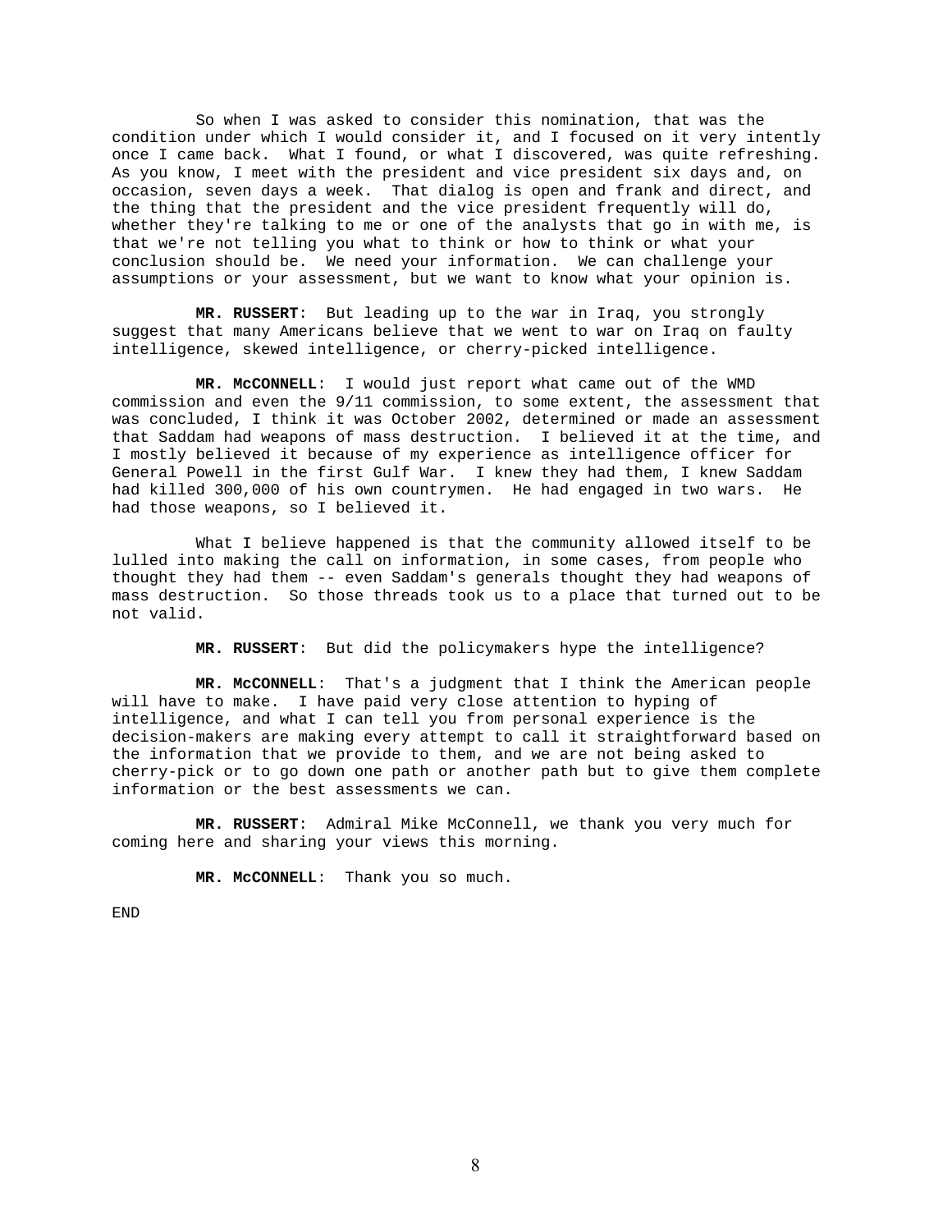So when I was asked to consider this nomination, that was the condition under which I would consider it, and I focused on it very intently once I came back. What I found, or what I discovered, was quite refreshing. As you know, I meet with the president and vice president six days and, on occasion, seven days a week. That dialog is open and frank and direct, and the thing that the president and the vice president frequently will do, whether they're talking to me or one of the analysts that go in with me, is that we're not telling you what to think or how to think or what your conclusion should be. We need your information. We can challenge your assumptions or your assessment, but we want to know what your opinion is.

**MR. RUSSERT**: But leading up to the war in Iraq, you strongly suggest that many Americans believe that we went to war on Iraq on faulty intelligence, skewed intelligence, or cherry-picked intelligence.

**MR. McCONNELL**: I would just report what came out of the WMD commission and even the 9/11 commission, to some extent, the assessment that was concluded, I think it was October 2002, determined or made an assessment that Saddam had weapons of mass destruction. I believed it at the time, and I mostly believed it because of my experience as intelligence officer for General Powell in the first Gulf War. I knew they had them, I knew Saddam had killed 300,000 of his own countrymen. He had engaged in two wars. He had those weapons, so I believed it.

What I believe happened is that the community allowed itself to be lulled into making the call on information, in some cases, from people who thought they had them -- even Saddam's generals thought they had weapons of mass destruction. So those threads took us to a place that turned out to be not valid.

**MR. RUSSERT**: But did the policymakers hype the intelligence?

**MR. McCONNELL**: That's a judgment that I think the American people will have to make. I have paid very close attention to hyping of intelligence, and what I can tell you from personal experience is the decision-makers are making every attempt to call it straightforward based on the information that we provide to them, and we are not being asked to cherry-pick or to go down one path or another path but to give them complete information or the best assessments we can.

**MR. RUSSERT**: Admiral Mike McConnell, we thank you very much for coming here and sharing your views this morning.

**MR. McCONNELL**: Thank you so much.

END